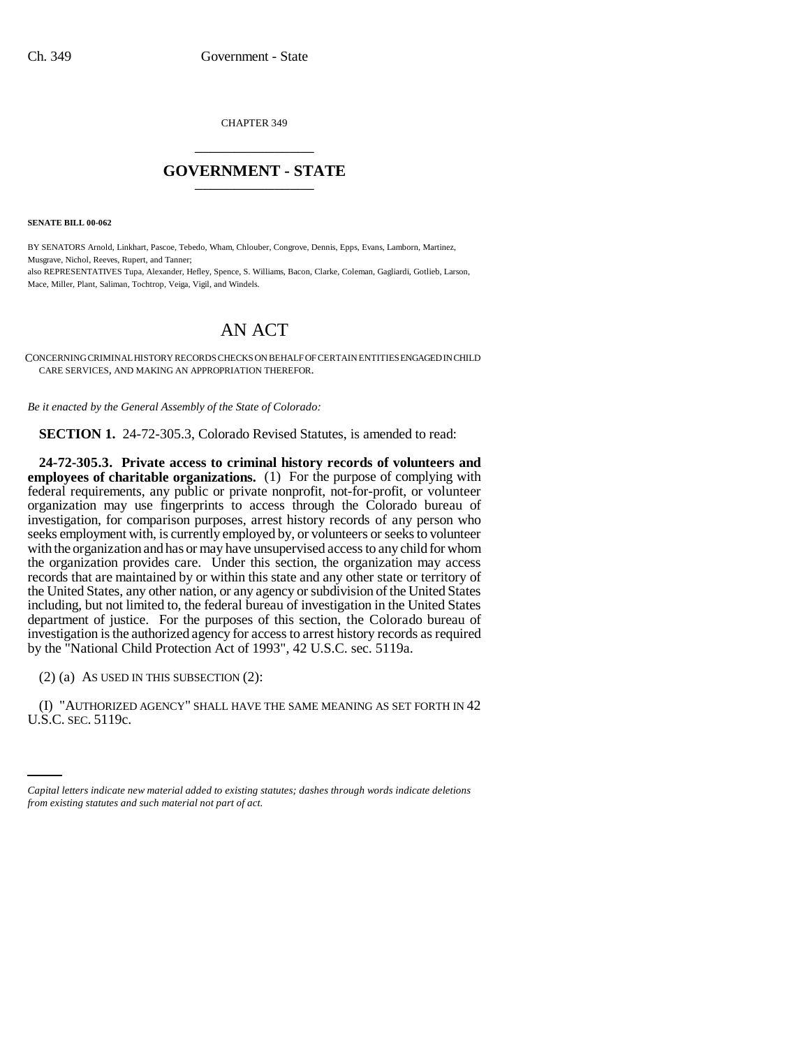CHAPTER 349

# GOVERNMENT - STATE

**SENATE BILL 00-062**

BY SENATORS Arnold, Linkhart, Pascoe, Tebedo, Wham, Chlouber, Congrove, Dennis, Epps, Evans, Lamborn, Martinez, Musgrave, Nichol, Reeves, Rupert, and Tanner;
also REPRESENTATIVES Tupa, Alexander, Hefley, Spence, S. Williams, Bacon, Clarke, Coleman, Gagliardi, Gotlieb, Larson, Mace, Miller, Plant, Saliman, Tochtrop, Veiga, Vigil, and Windels.

# AN ACT

CONCERNING CRIMINAL HISTORY RECORDS CHECKS ON BEHALF OF CERTAIN ENTITIES ENGAGED IN CHILD CARE SERVICES, AND MAKING AN APPROPRIATION THEREFOR.

*Be it enacted by the General Assembly of the State of Colorado:*

**SECTION 1.** 24-72-305.3, Colorado Revised Statutes, is amended to read:

**24-72-305.3. Private access to criminal history records of volunteers and employees of charitable organizations.** (1) For the purpose of complying with federal requirements, any public or private nonprofit, not-for-profit, or volunteer organization may use fingerprints to access through the Colorado bureau of investigation, for comparison purposes, arrest history records of any person who seeks employment with, is currently employed by, or volunteers or seeks to volunteer with the organization and has or may have unsupervised access to any child for whom the organization provides care. Under this section, the organization may access records that are maintained by or within this state and any other state or territory of the United States, any other nation, or any agency or subdivision of the United States including, but not limited to, the federal bureau of investigation in the United States department of justice. For the purposes of this section, the Colorado bureau of investigation is the authorized agency for access to arrest history records as required by the "National Child Protection Act of 1993", 42 U.S.C. sec. 5119a.

(2) (a) AS USED IN THIS SUBSECTION (2):

(I) "AUTHORIZED AGENCY" SHALL HAVE THE SAME MEANING AS SET FORTH IN 42 U.S.C. SEC. 5119c.

*Capital letters indicate new material added to existing statutes; dashes through words indicate deletions from existing statutes and such material not part of act.*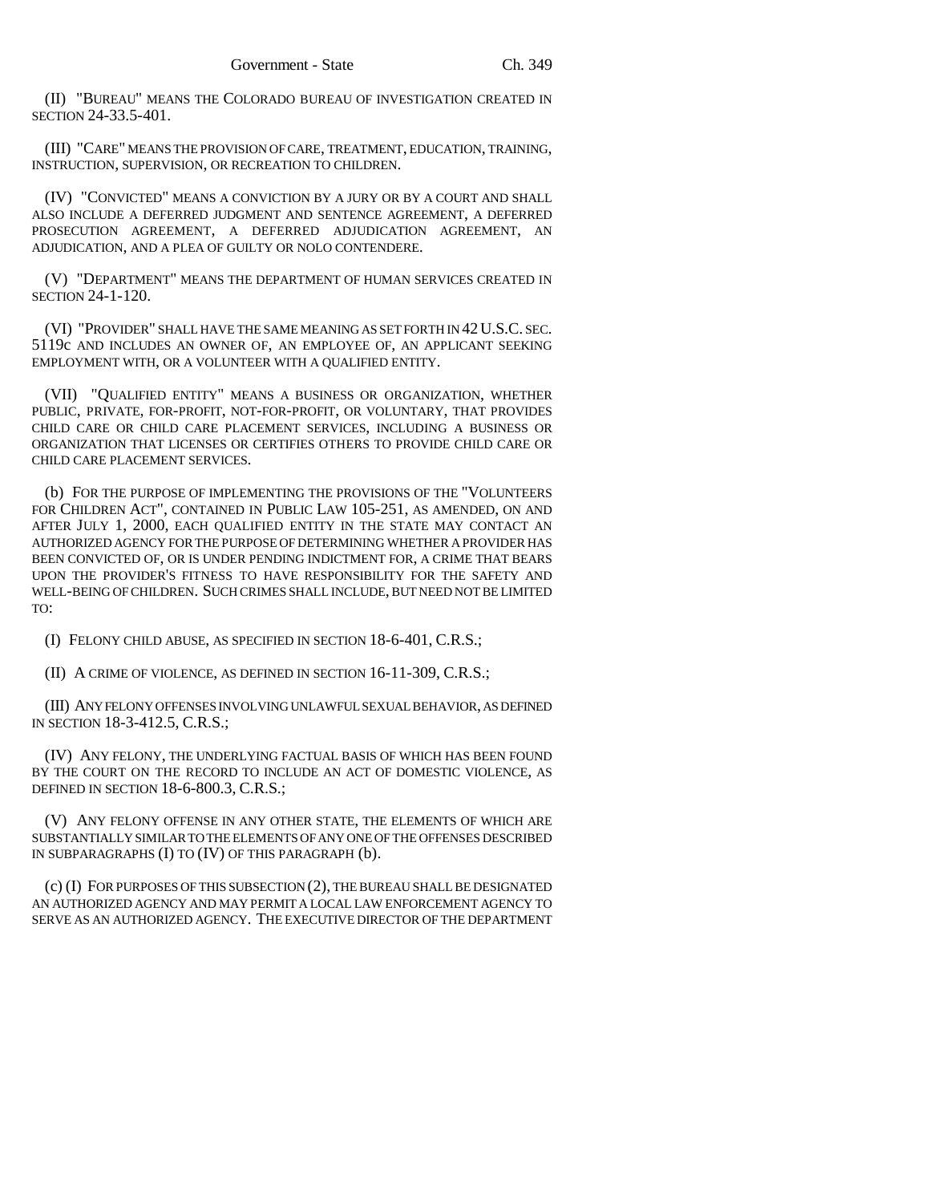(II) "BUREAU" MEANS THE COLORADO BUREAU OF INVESTIGATION CREATED IN SECTION 24-33.5-401.

(III) "CARE" MEANS THE PROVISION OF CARE, TREATMENT, EDUCATION, TRAINING, INSTRUCTION, SUPERVISION, OR RECREATION TO CHILDREN.

(IV) "CONVICTED" MEANS A CONVICTION BY A JURY OR BY A COURT AND SHALL ALSO INCLUDE A DEFERRED JUDGMENT AND SENTENCE AGREEMENT, A DEFERRED PROSECUTION AGREEMENT, A DEFERRED ADJUDICATION AGREEMENT, AN ADJUDICATION, AND A PLEA OF GUILTY OR NOLO CONTENDERE.

(V) "DEPARTMENT" MEANS THE DEPARTMENT OF HUMAN SERVICES CREATED IN SECTION 24-1-120.

(VI) "PROVIDER" SHALL HAVE THE SAME MEANING AS SET FORTH IN 42 U.S.C. SEC. 5119c AND INCLUDES AN OWNER OF, AN EMPLOYEE OF, AN APPLICANT SEEKING EMPLOYMENT WITH, OR A VOLUNTEER WITH A QUALIFIED ENTITY.

(VII) "QUALIFIED ENTITY" MEANS A BUSINESS OR ORGANIZATION, WHETHER PUBLIC, PRIVATE, FOR-PROFIT, NOT-FOR-PROFIT, OR VOLUNTARY, THAT PROVIDES CHILD CARE OR CHILD CARE PLACEMENT SERVICES, INCLUDING A BUSINESS OR ORGANIZATION THAT LICENSES OR CERTIFIES OTHERS TO PROVIDE CHILD CARE OR CHILD CARE PLACEMENT SERVICES.

(b) FOR THE PURPOSE OF IMPLEMENTING THE PROVISIONS OF THE "VOLUNTEERS FOR CHILDREN ACT", CONTAINED IN PUBLIC LAW 105-251, AS AMENDED, ON AND AFTER JULY 1, 2000, EACH QUALIFIED ENTITY IN THE STATE MAY CONTACT AN AUTHORIZED AGENCY FOR THE PURPOSE OF DETERMINING WHETHER A PROVIDER HAS BEEN CONVICTED OF, OR IS UNDER PENDING INDICTMENT FOR, A CRIME THAT BEARS UPON THE PROVIDER'S FITNESS TO HAVE RESPONSIBILITY FOR THE SAFETY AND WELL-BEING OF CHILDREN. SUCH CRIMES SHALL INCLUDE, BUT NEED NOT BE LIMITED TO:

(I) FELONY CHILD ABUSE, AS SPECIFIED IN SECTION 18-6-401, C.R.S.;

(II) A CRIME OF VIOLENCE, AS DEFINED IN SECTION 16-11-309, C.R.S.;

(III) ANY FELONY OFFENSES INVOLVING UNLAWFUL SEXUAL BEHAVIOR, AS DEFINED IN SECTION 18-3-412.5, C.R.S.;

(IV) ANY FELONY, THE UNDERLYING FACTUAL BASIS OF WHICH HAS BEEN FOUND BY THE COURT ON THE RECORD TO INCLUDE AN ACT OF DOMESTIC VIOLENCE, AS DEFINED IN SECTION 18-6-800.3, C.R.S.;

(V) ANY FELONY OFFENSE IN ANY OTHER STATE, THE ELEMENTS OF WHICH ARE SUBSTANTIALLY SIMILAR TO THE ELEMENTS OF ANY ONE OF THE OFFENSES DESCRIBED IN SUBPARAGRAPHS (I) TO (IV) OF THIS PARAGRAPH (b).

(c) (I) FOR PURPOSES OF THIS SUBSECTION (2), THE BUREAU SHALL BE DESIGNATED AN AUTHORIZED AGENCY AND MAY PERMIT A LOCAL LAW ENFORCEMENT AGENCY TO SERVE AS AN AUTHORIZED AGENCY. THE EXECUTIVE DIRECTOR OF THE DEPARTMENT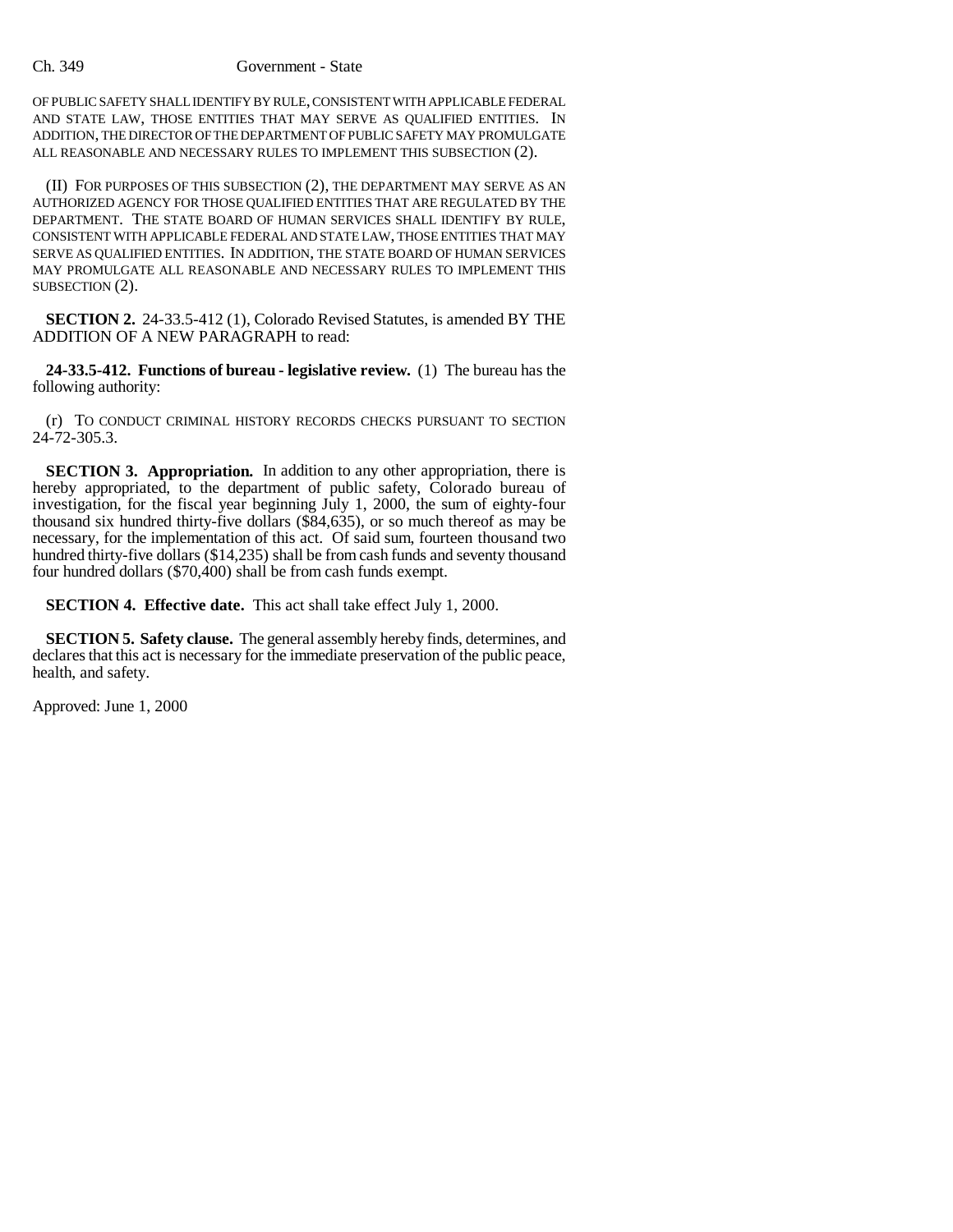OF PUBLIC SAFETY SHALL IDENTIFY BY RULE, CONSISTENT WITH APPLICABLE FEDERAL AND STATE LAW, THOSE ENTITIES THAT MAY SERVE AS QUALIFIED ENTITIES. IN ADDITION, THE DIRECTOR OF THE DEPARTMENT OF PUBLIC SAFETY MAY PROMULGATE ALL REASONABLE AND NECESSARY RULES TO IMPLEMENT THIS SUBSECTION (2).

(II) FOR PURPOSES OF THIS SUBSECTION (2), THE DEPARTMENT MAY SERVE AS AN AUTHORIZED AGENCY FOR THOSE QUALIFIED ENTITIES THAT ARE REGULATED BY THE DEPARTMENT. THE STATE BOARD OF HUMAN SERVICES SHALL IDENTIFY BY RULE, CONSISTENT WITH APPLICABLE FEDERAL AND STATE LAW, THOSE ENTITIES THAT MAY SERVE AS QUALIFIED ENTITIES. IN ADDITION, THE STATE BOARD OF HUMAN SERVICES MAY PROMULGATE ALL REASONABLE AND NECESSARY RULES TO IMPLEMENT THIS SUBSECTION (2).

**SECTION 2.** 24-33.5-412 (1), Colorado Revised Statutes, is amended BY THE ADDITION OF A NEW PARAGRAPH to read:

**24-33.5-412. Functions of bureau - legislative review.** (1) The bureau has the following authority:

(r) TO CONDUCT CRIMINAL HISTORY RECORDS CHECKS PURSUANT TO SECTION 24-72-305.3.

**SECTION 3. Appropriation.** In addition to any other appropriation, there is hereby appropriated, to the department of public safety, Colorado bureau of investigation, for the fiscal year beginning July 1, 2000, the sum of eighty-four thousand six hundred thirty-five dollars ($84,635), or so much thereof as may be necessary, for the implementation of this act. Of said sum, fourteen thousand two hundred thirty-five dollars ($14,235) shall be from cash funds and seventy thousand four hundred dollars ($70,400) shall be from cash funds exempt.

**SECTION 4. Effective date.** This act shall take effect July 1, 2000.

**SECTION 5. Safety clause.** The general assembly hereby finds, determines, and declares that this act is necessary for the immediate preservation of the public peace, health, and safety.

Approved: June 1, 2000